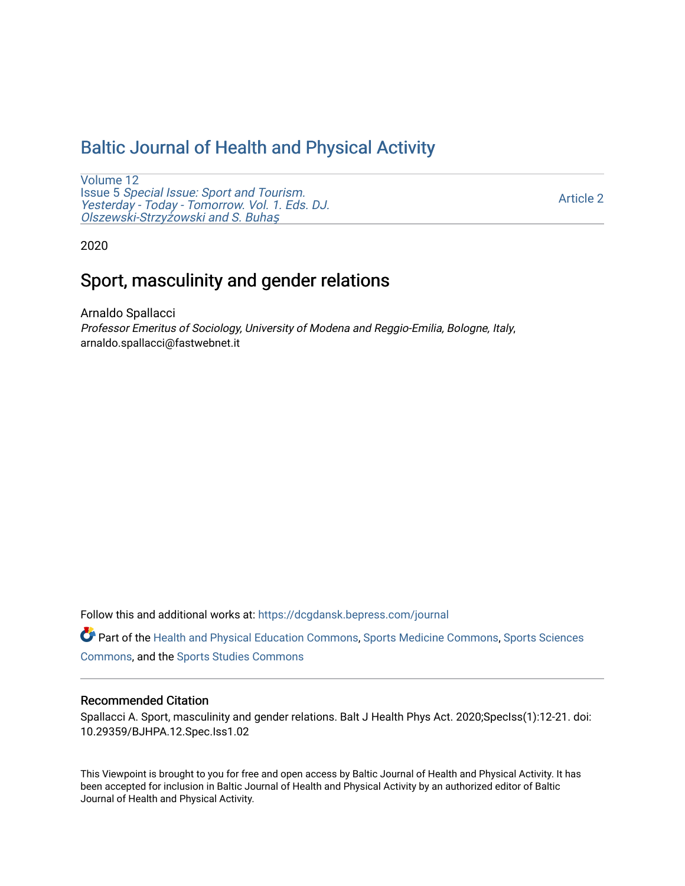# Baltic Journal of Health and Physical Activity

Volume 12
Issue 5 *Special Issue: Sport and Tourism. Yesterday - Today - Tomorrow. Vol. 1. Eds. DJ. Olszewski-Strzyżowski and S. Buhaş*

Article 2

2020

## Sport, masculinity and gender relations

Arnaldo Spallacci
*Professor Emeritus of Sociology, University of Modena and Reggio-Emilia, Bologne, Italy*, arnaldo.spallacci@fastwebnet.it

Follow this and additional works at: https://dcgdansk.bepress.com/journal

Part of the Health and Physical Education Commons, Sports Medicine Commons, Sports Sciences Commons, and the Sports Studies Commons

### Recommended Citation

Spallacci A. Sport, masculinity and gender relations. Balt J Health Phys Act. 2020;SpecIss(1):12-21. doi: 10.29359/BJHPA.12.Spec.Iss1.02

This Viewpoint is brought to you for free and open access by Baltic Journal of Health and Physical Activity. It has been accepted for inclusion in Baltic Journal of Health and Physical Activity by an authorized editor of Baltic Journal of Health and Physical Activity.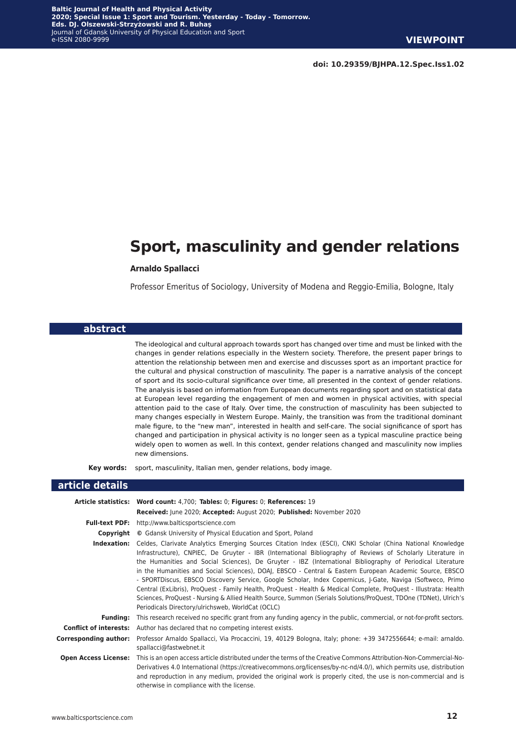doi: 10.29359/BJHPA.12.Spec.Iss1.02

# Sport, masculinity and gender relations

**Arnaldo Spallacci**

Professor Emeritus of Sociology, University of Modena and Reggio-Emilia, Bologne, Italy

## abstract

The ideological and cultural approach towards sport has changed over time and must be linked with the changes in gender relations especially in the Western society. Therefore, the present paper brings to attention the relationship between men and exercise and discusses sport as an important practice for the cultural and physical construction of masculinity. The paper is a narrative analysis of the concept of sport and its socio-cultural significance over time, all presented in the context of gender relations. The analysis is based on information from European documents regarding sport and on statistical data at European level regarding the engagement of men and women in physical activities, with special attention paid to the case of Italy. Over time, the construction of masculinity has been subjected to many changes especially in Western Europe. Mainly, the transition was from the traditional dominant male figure, to the "new man", interested in health and self-care. The social significance of sport has changed and participation in physical activity is no longer seen as a typical masculine practice being widely open to women as well. In this context, gender relations changed and masculinity now implies new dimensions.

**Key words:** sport, masculinity, Italian men, gender relations, body image.

## article details

**Article statistics:** **Word count:** 4,700; **Tables:** 0; **Figures:** 0; **References:** 19

**Received:** June 2020; **Accepted:** August 2020; **Published:** November 2020

**Full-text PDF:** http://www.balticsportscience.com

**Copyright** © Gdansk University of Physical Education and Sport, Poland

**Indexation:** Celdes, Clarivate Analytics Emerging Sources Citation Index (ESCI), CNKI Scholar (China National Knowledge Infrastructure), CNPIEC, De Gruyter - IBR (International Bibliography of Reviews of Scholarly Literature in the Humanities and Social Sciences), De Gruyter - IBZ (International Bibliography of Periodical Literature in the Humanities and Social Sciences), DOAJ, EBSCO - Central & Eastern European Academic Source, EBSCO - SPORTDiscus, EBSCO Discovery Service, Google Scholar, Index Copernicus, J-Gate, Naviga (Softweco, Primo Central (ExLibris), ProQuest - Family Health, ProQuest - Health & Medical Complete, ProQuest - Illustrata: Health Sciences, ProQuest - Nursing & Allied Health Source, Summon (Serials Solutions/ProQuest, TDOne (TDNet), Ulrich's Periodicals Directory/ulrichsweb, WorldCat (OCLC)

**Funding:** This research received no specific grant from any funding agency in the public, commercial, or not-for-profit sectors.

**Conflict of interests:** Author has declared that no competing interest exists.

**Corresponding author:** Professor Arnaldo Spallacci, Via Procaccini, 19, 40129 Bologna, Italy; phone: +39 3472556644; e-mail: arnaldo.spallacci@fastwebnet.it

**Open Access License:** This is an open access article distributed under the terms of the Creative Commons Attribution-Non-Commercial-No-Derivatives 4.0 International (https://creativecommons.org/licenses/by-nc-nd/4.0/), which permits use, distribution and reproduction in any medium, provided the original work is properly cited, the use is non-commercial and is otherwise in compliance with the license.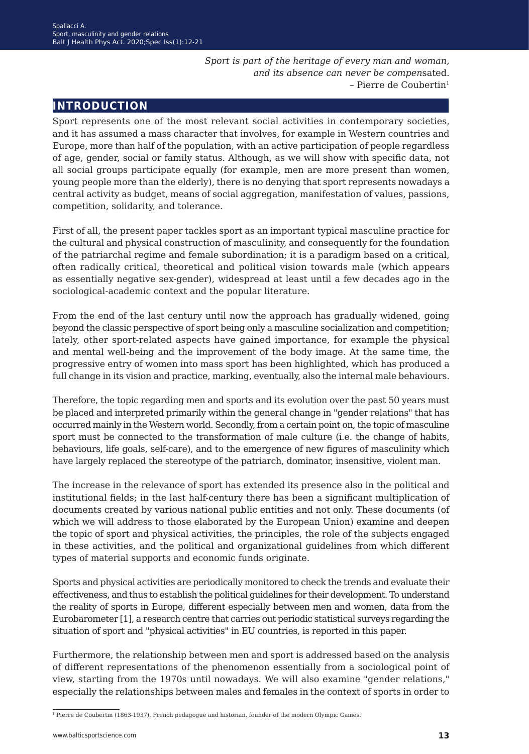*Sport is part of the heritage of every man and woman,*
*and its absence can never be compensated.*
– Pierre de Coubertin[1]

## INTRODUCTION

Sport represents one of the most relevant social activities in contemporary societies, and it has assumed a mass character that involves, for example in Western countries and Europe, more than half of the population, with an active participation of people regardless of age, gender, social or family status. Although, as we will show with specific data, not all social groups participate equally (for example, men are more present than women, young people more than the elderly), there is no denying that sport represents nowadays a central activity as budget, means of social aggregation, manifestation of values, passions, competition, solidarity, and tolerance.

First of all, the present paper tackles sport as an important typical masculine practice for the cultural and physical construction of masculinity, and consequently for the foundation of the patriarchal regime and female subordination; it is a paradigm based on a critical, often radically critical, theoretical and political vision towards male (which appears as essentially negative sex-gender), widespread at least until a few decades ago in the sociological-academic context and the popular literature.

From the end of the last century until now the approach has gradually widened, going beyond the classic perspective of sport being only a masculine socialization and competition; lately, other sport-related aspects have gained importance, for example the physical and mental well-being and the improvement of the body image. At the same time, the progressive entry of women into mass sport has been highlighted, which has produced a full change in its vision and practice, marking, eventually, also the internal male behaviours.

Therefore, the topic regarding men and sports and its evolution over the past 50 years must be placed and interpreted primarily within the general change in "gender relations" that has occurred mainly in the Western world. Secondly, from a certain point on, the topic of masculine sport must be connected to the transformation of male culture (i.e. the change of habits, behaviours, life goals, self-care), and to the emergence of new figures of masculinity which have largely replaced the stereotype of the patriarch, dominator, insensitive, violent man.

The increase in the relevance of sport has extended its presence also in the political and institutional fields; in the last half-century there has been a significant multiplication of documents created by various national public entities and not only. These documents (of which we will address to those elaborated by the European Union) examine and deepen the topic of sport and physical activities, the principles, the role of the subjects engaged in these activities, and the political and organizational guidelines from which different types of material supports and economic funds originate.

Sports and physical activities are periodically monitored to check the trends and evaluate their effectiveness, and thus to establish the political guidelines for their development. To understand the reality of sports in Europe, different especially between men and women, data from the Eurobarometer [1], a research centre that carries out periodic statistical surveys regarding the situation of sport and "physical activities" in EU countries, is reported in this paper.

Furthermore, the relationship between men and sport is addressed based on the analysis of different representations of the phenomenon essentially from a sociological point of view, starting from the 1970s until nowadays. We will also examine "gender relations," especially the relationships between males and females in the context of sports in order to

[1] Pierre de Coubertin (1863-1937), French pedagogue and historian, founder of the modern Olympic Games.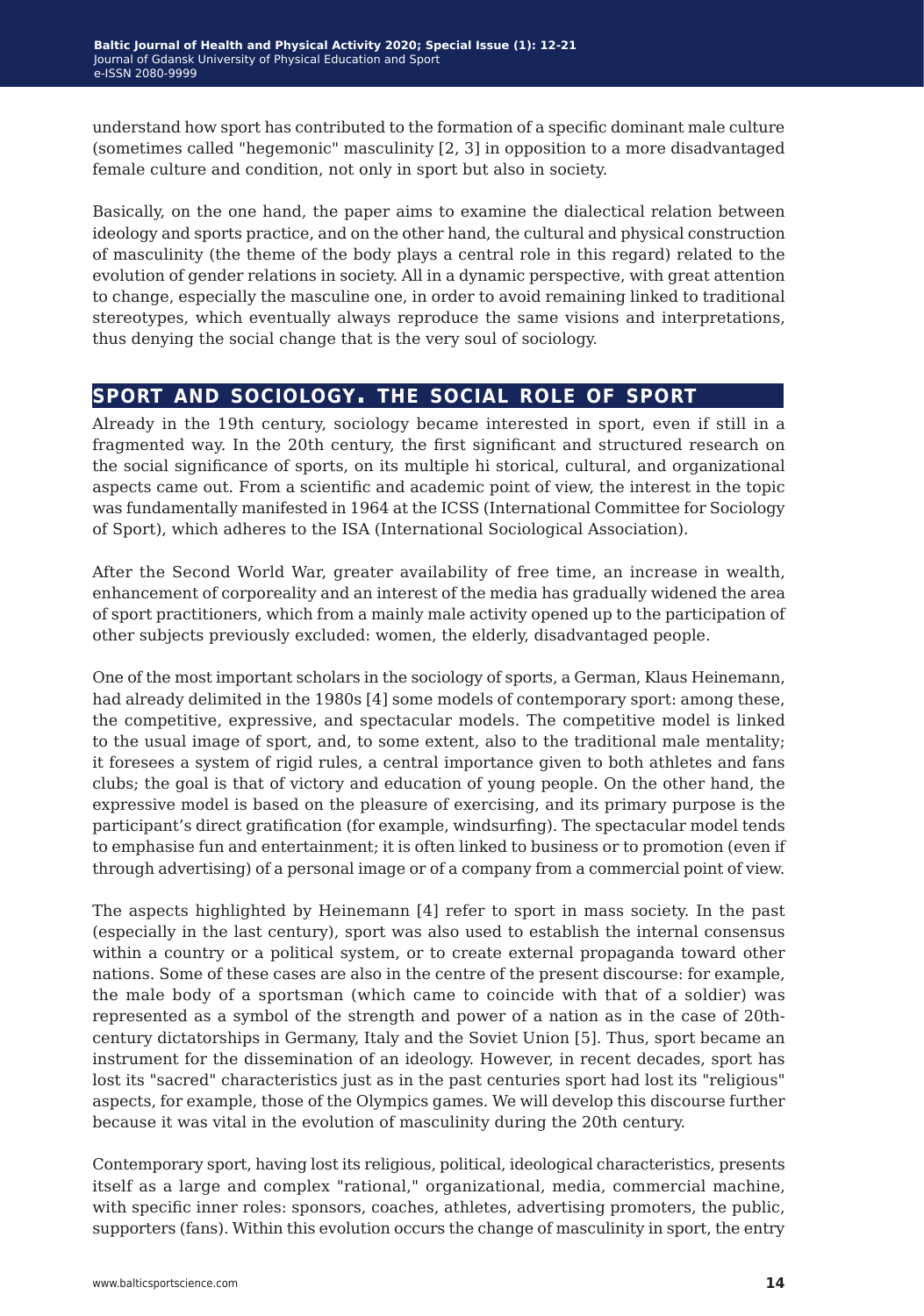understand how sport has contributed to the formation of a specific dominant male culture (sometimes called "hegemonic" masculinity [2, 3] in opposition to a more disadvantaged female culture and condition, not only in sport but also in society.

Basically, on the one hand, the paper aims to examine the dialectical relation between ideology and sports practice, and on the other hand, the cultural and physical construction of masculinity (the theme of the body plays a central role in this regard) related to the evolution of gender relations in society. All in a dynamic perspective, with great attention to change, especially the masculine one, in order to avoid remaining linked to traditional stereotypes, which eventually always reproduce the same visions and interpretations, thus denying the social change that is the very soul of sociology.

## SPORT AND SOCIOLOGY. THE SOCIAL ROLE OF SPORT

Already in the 19th century, sociology became interested in sport, even if still in a fragmented way. In the 20th century, the first significant and structured research on the social significance of sports, on its multiple hi storical, cultural, and organizational aspects came out. From a scientific and academic point of view, the interest in the topic was fundamentally manifested in 1964 at the ICSS (International Committee for Sociology of Sport), which adheres to the ISA (International Sociological Association).

After the Second World War, greater availability of free time, an increase in wealth, enhancement of corporeality and an interest of the media has gradually widened the area of sport practitioners, which from a mainly male activity opened up to the participation of other subjects previously excluded: women, the elderly, disadvantaged people.

One of the most important scholars in the sociology of sports, a German, Klaus Heinemann, had already delimited in the 1980s [4] some models of contemporary sport: among these, the competitive, expressive, and spectacular models. The competitive model is linked to the usual image of sport, and, to some extent, also to the traditional male mentality; it foresees a system of rigid rules, a central importance given to both athletes and fans clubs; the goal is that of victory and education of young people. On the other hand, the expressive model is based on the pleasure of exercising, and its primary purpose is the participant's direct gratification (for example, windsurfing). The spectacular model tends to emphasise fun and entertainment; it is often linked to business or to promotion (even if through advertising) of a personal image or of a company from a commercial point of view.

The aspects highlighted by Heinemann [4] refer to sport in mass society. In the past (especially in the last century), sport was also used to establish the internal consensus within a country or a political system, or to create external propaganda toward other nations. Some of these cases are also in the centre of the present discourse: for example, the male body of a sportsman (which came to coincide with that of a soldier) was represented as a symbol of the strength and power of a nation as in the case of 20th-century dictatorships in Germany, Italy and the Soviet Union [5]. Thus, sport became an instrument for the dissemination of an ideology. However, in recent decades, sport has lost its "sacred" characteristics just as in the past centuries sport had lost its "religious" aspects, for example, those of the Olympics games. We will develop this discourse further because it was vital in the evolution of masculinity during the 20th century.

Contemporary sport, having lost its religious, political, ideological characteristics, presents itself as a large and complex "rational," organizational, media, commercial machine, with specific inner roles: sponsors, coaches, athletes, advertising promoters, the public, supporters (fans). Within this evolution occurs the change of masculinity in sport, the entry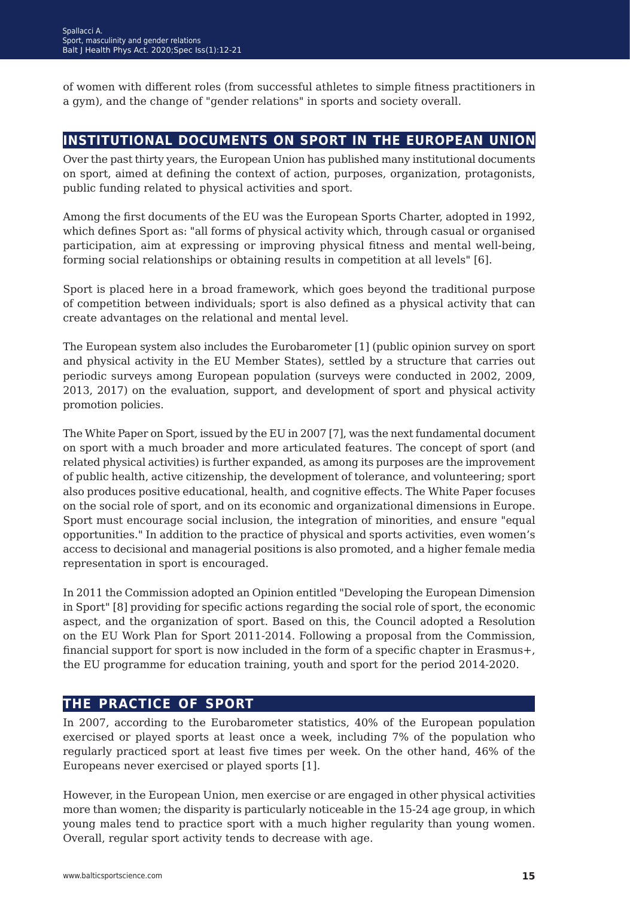of women with different roles (from successful athletes to simple fitness practitioners in a gym), and the change of "gender relations" in sports and society overall.

## INSTITUTIONAL DOCUMENTS ON SPORT IN THE EUROPEAN UNION

Over the past thirty years, the European Union has published many institutional documents on sport, aimed at defining the context of action, purposes, organization, protagonists, public funding related to physical activities and sport.

Among the first documents of the EU was the European Sports Charter, adopted in 1992, which defines Sport as: "all forms of physical activity which, through casual or organised participation, aim at expressing or improving physical fitness and mental well-being, forming social relationships or obtaining results in competition at all levels" [6].

Sport is placed here in a broad framework, which goes beyond the traditional purpose of competition between individuals; sport is also defined as a physical activity that can create advantages on the relational and mental level.

The European system also includes the Eurobarometer [1] (public opinion survey on sport and physical activity in the EU Member States), settled by a structure that carries out periodic surveys among European population (surveys were conducted in 2002, 2009, 2013, 2017) on the evaluation, support, and development of sport and physical activity promotion policies.

The White Paper on Sport, issued by the EU in 2007 [7], was the next fundamental document on sport with a much broader and more articulated features. The concept of sport (and related physical activities) is further expanded, as among its purposes are the improvement of public health, active citizenship, the development of tolerance, and volunteering; sport also produces positive educational, health, and cognitive effects. The White Paper focuses on the social role of sport, and on its economic and organizational dimensions in Europe. Sport must encourage social inclusion, the integration of minorities, and ensure "equal opportunities." In addition to the practice of physical and sports activities, even women's access to decisional and managerial positions is also promoted, and a higher female media representation in sport is encouraged.

In 2011 the Commission adopted an Opinion entitled "Developing the European Dimension in Sport" [8] providing for specific actions regarding the social role of sport, the economic aspect, and the organization of sport. Based on this, the Council adopted a Resolution on the EU Work Plan for Sport 2011-2014. Following a proposal from the Commission, financial support for sport is now included in the form of a specific chapter in Erasmus+, the EU programme for education training, youth and sport for the period 2014-2020.

## THE PRACTICE OF SPORT

In 2007, according to the Eurobarometer statistics, 40% of the European population exercised or played sports at least once a week, including 7% of the population who regularly practiced sport at least five times per week. On the other hand, 46% of the Europeans never exercised or played sports [1].

However, in the European Union, men exercise or are engaged in other physical activities more than women; the disparity is particularly noticeable in the 15-24 age group, in which young males tend to practice sport with a much higher regularity than young women. Overall, regular sport activity tends to decrease with age.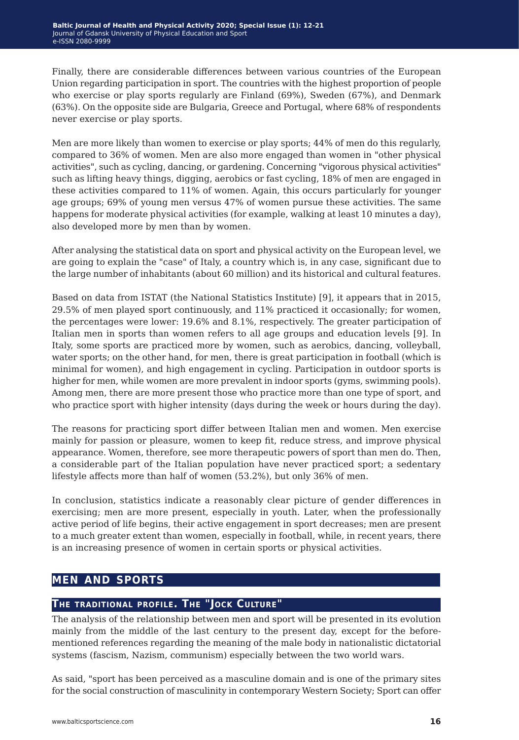Finally, there are considerable differences between various countries of the European Union regarding participation in sport. The countries with the highest proportion of people who exercise or play sports regularly are Finland (69%), Sweden (67%), and Denmark (63%). On the opposite side are Bulgaria, Greece and Portugal, where 68% of respondents never exercise or play sports.

Men are more likely than women to exercise or play sports; 44% of men do this regularly, compared to 36% of women. Men are also more engaged than women in "other physical activities", such as cycling, dancing, or gardening. Concerning "vigorous physical activities" such as lifting heavy things, digging, aerobics or fast cycling, 18% of men are engaged in these activities compared to 11% of women. Again, this occurs particularly for younger age groups; 69% of young men versus 47% of women pursue these activities. The same happens for moderate physical activities (for example, walking at least 10 minutes a day), also developed more by men than by women.

After analysing the statistical data on sport and physical activity on the European level, we are going to explain the "case" of Italy, a country which is, in any case, significant due to the large number of inhabitants (about 60 million) and its historical and cultural features.

Based on data from ISTAT (the National Statistics Institute) [9], it appears that in 2015, 29.5% of men played sport continuously, and 11% practiced it occasionally; for women, the percentages were lower: 19.6% and 8.1%, respectively. The greater participation of Italian men in sports than women refers to all age groups and education levels [9]. In Italy, some sports are practiced more by women, such as aerobics, dancing, volleyball, water sports; on the other hand, for men, there is great participation in football (which is minimal for women), and high engagement in cycling. Participation in outdoor sports is higher for men, while women are more prevalent in indoor sports (gyms, swimming pools). Among men, there are more present those who practice more than one type of sport, and who practice sport with higher intensity (days during the week or hours during the day).

The reasons for practicing sport differ between Italian men and women. Men exercise mainly for passion or pleasure, women to keep fit, reduce stress, and improve physical appearance. Women, therefore, see more therapeutic powers of sport than men do. Then, a considerable part of the Italian population have never practiced sport; a sedentary lifestyle affects more than half of women (53.2%), but only 36% of men.

In conclusion, statistics indicate a reasonably clear picture of gender differences in exercising; men are more present, especially in youth. Later, when the professionally active period of life begins, their active engagement in sport decreases; men are present to a much greater extent than women, especially in football, while, in recent years, there is an increasing presence of women in certain sports or physical activities.

## MEN AND SPORTS

### The traditional profile. The "Jock Culture"

The analysis of the relationship between men and sport will be presented in its evolution mainly from the middle of the last century to the present day, except for the before-mentioned references regarding the meaning of the male body in nationalistic dictatorial systems (fascism, Nazism, communism) especially between the two world wars.

As said, "sport has been perceived as a masculine domain and is one of the primary sites for the social construction of masculinity in contemporary Western Society; Sport can offer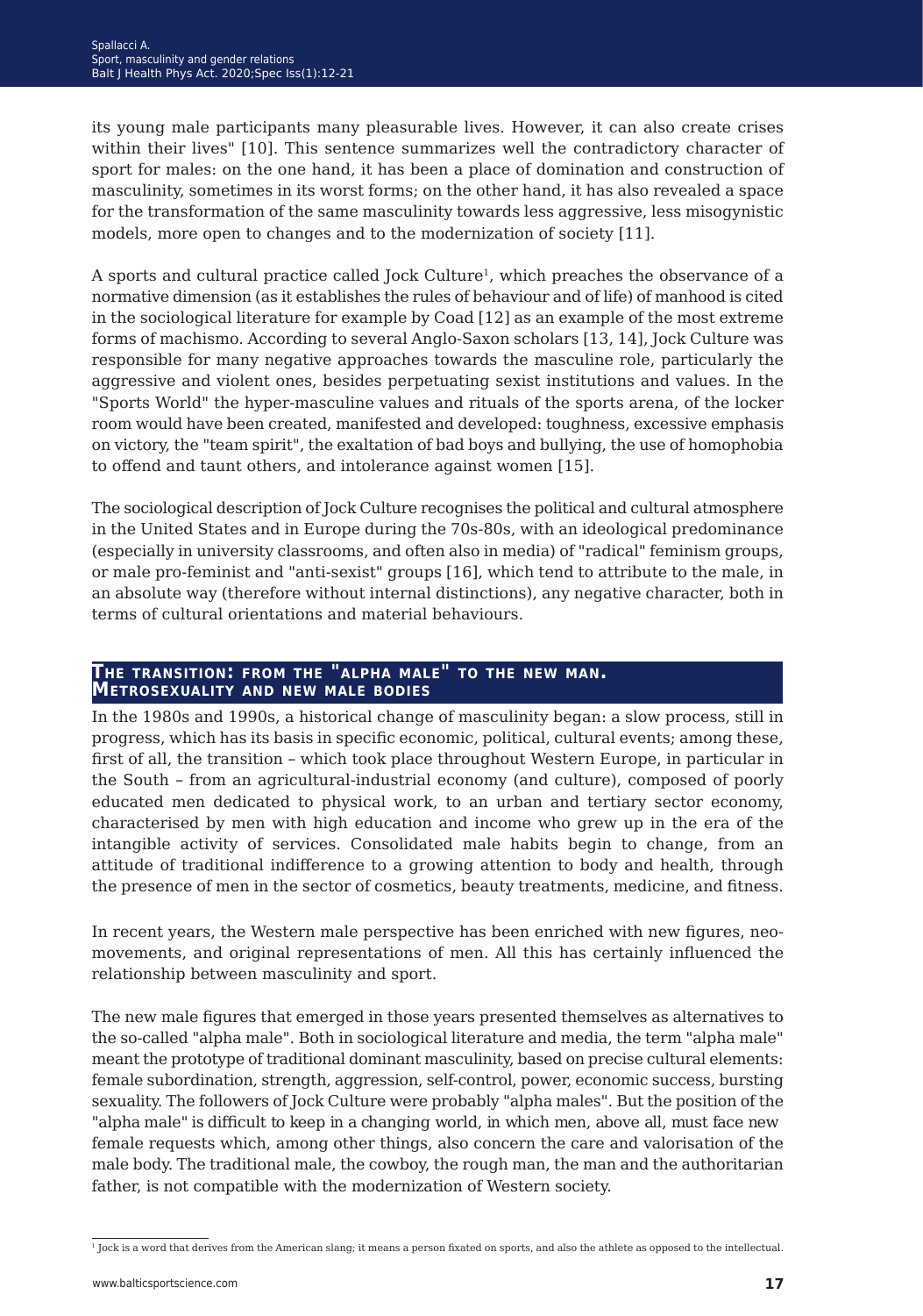its young male participants many pleasurable lives. However, it can also create crises within their lives" [10]. This sentence summarizes well the contradictory character of sport for males: on the one hand, it has been a place of domination and construction of masculinity, sometimes in its worst forms; on the other hand, it has also revealed a space for the transformation of the same masculinity towards less aggressive, less misogynistic models, more open to changes and to the modernization of society [11].

A sports and cultural practice called Jock Culture[1], which preaches the observance of a normative dimension (as it establishes the rules of behaviour and of life) of manhood is cited in the sociological literature for example by Coad [12] as an example of the most extreme forms of machismo. According to several Anglo-Saxon scholars [13, 14], Jock Culture was responsible for many negative approaches towards the masculine role, particularly the aggressive and violent ones, besides perpetuating sexist institutions and values. In the "Sports World" the hyper-masculine values and rituals of the sports arena, of the locker room would have been created, manifested and developed: toughness, excessive emphasis on victory, the "team spirit", the exaltation of bad boys and bullying, the use of homophobia to offend and taunt others, and intolerance against women [15].

The sociological description of Jock Culture recognises the political and cultural atmosphere in the United States and in Europe during the 70s-80s, with an ideological predominance (especially in university classrooms, and often also in media) of "radical" feminism groups, or male pro-feminist and "anti-sexist" groups [16], which tend to attribute to the male, in an absolute way (therefore without internal distinctions), any negative character, both in terms of cultural orientations and material behaviours.

## The transition: from the "alpha male" to the new man. Metrosexuality and new male bodies

In the 1980s and 1990s, a historical change of masculinity began: a slow process, still in progress, which has its basis in specific economic, political, cultural events; among these, first of all, the transition – which took place throughout Western Europe, in particular in the South – from an agricultural-industrial economy (and culture), composed of poorly educated men dedicated to physical work, to an urban and tertiary sector economy, characterised by men with high education and income who grew up in the era of the intangible activity of services. Consolidated male habits begin to change, from an attitude of traditional indifference to a growing attention to body and health, through the presence of men in the sector of cosmetics, beauty treatments, medicine, and fitness.

In recent years, the Western male perspective has been enriched with new figures, neo-movements, and original representations of men. All this has certainly influenced the relationship between masculinity and sport.

The new male figures that emerged in those years presented themselves as alternatives to the so-called "alpha male". Both in sociological literature and media, the term "alpha male" meant the prototype of traditional dominant masculinity, based on precise cultural elements: female subordination, strength, aggression, self-control, power, economic success, bursting sexuality. The followers of Jock Culture were probably "alpha males". But the position of the "alpha male" is difficult to keep in a changing world, in which men, above all, must face new female requests which, among other things, also concern the care and valorisation of the male body. The traditional male, the cowboy, the rough man, the man and the authoritarian father, is not compatible with the modernization of Western society.

---

[1] Jock is a word that derives from the American slang; it means a person fixated on sports, and also the athlete as opposed to the intellectual.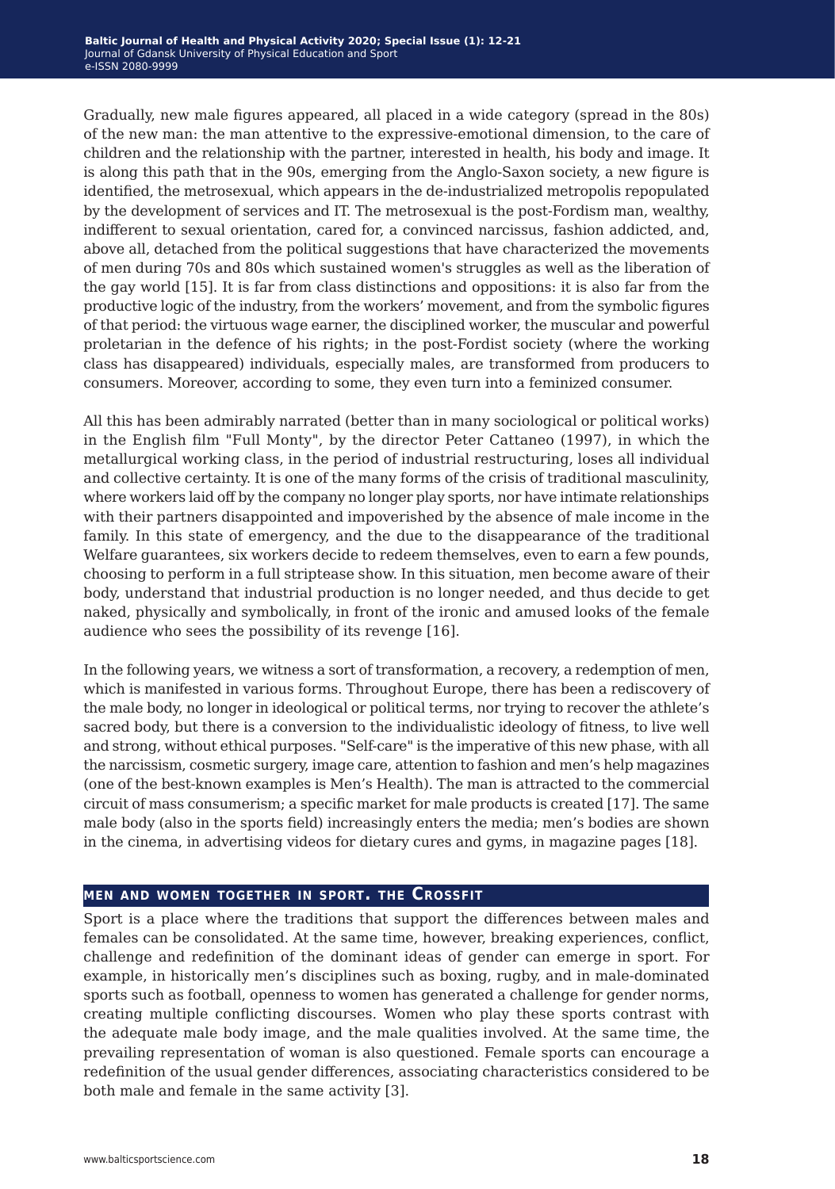Gradually, new male figures appeared, all placed in a wide category (spread in the 80s) of the new man: the man attentive to the expressive-emotional dimension, to the care of children and the relationship with the partner, interested in health, his body and image. It is along this path that in the 90s, emerging from the Anglo-Saxon society, a new figure is identified, the metrosexual, which appears in the de-industrialized metropolis repopulated by the development of services and IT. The metrosexual is the post-Fordism man, wealthy, indifferent to sexual orientation, cared for, a convinced narcissus, fashion addicted, and, above all, detached from the political suggestions that have characterized the movements of men during 70s and 80s which sustained women's struggles as well as the liberation of the gay world [15]. It is far from class distinctions and oppositions: it is also far from the productive logic of the industry, from the workers' movement, and from the symbolic figures of that period: the virtuous wage earner, the disciplined worker, the muscular and powerful proletarian in the defence of his rights; in the post-Fordist society (where the working class has disappeared) individuals, especially males, are transformed from producers to consumers. Moreover, according to some, they even turn into a feminized consumer.

All this has been admirably narrated (better than in many sociological or political works) in the English film "Full Monty", by the director Peter Cattaneo (1997), in which the metallurgical working class, in the period of industrial restructuring, loses all individual and collective certainty. It is one of the many forms of the crisis of traditional masculinity, where workers laid off by the company no longer play sports, nor have intimate relationships with their partners disappointed and impoverished by the absence of male income in the family. In this state of emergency, and the due to the disappearance of the traditional Welfare guarantees, six workers decide to redeem themselves, even to earn a few pounds, choosing to perform in a full striptease show. In this situation, men become aware of their body, understand that industrial production is no longer needed, and thus decide to get naked, physically and symbolically, in front of the ironic and amused looks of the female audience who sees the possibility of its revenge [16].

In the following years, we witness a sort of transformation, a recovery, a redemption of men, which is manifested in various forms. Throughout Europe, there has been a rediscovery of the male body, no longer in ideological or political terms, nor trying to recover the athlete's sacred body, but there is a conversion to the individualistic ideology of fitness, to live well and strong, without ethical purposes. "Self-care" is the imperative of this new phase, with all the narcissism, cosmetic surgery, image care, attention to fashion and men's help magazines (one of the best-known examples is Men's Health). The man is attracted to the commercial circuit of mass consumerism; a specific market for male products is created [17]. The same male body (also in the sports field) increasingly enters the media; men's bodies are shown in the cinema, in advertising videos for dietary cures and gyms, in magazine pages [18].

## Men and women together in sport. The Crossfit

Sport is a place where the traditions that support the differences between males and females can be consolidated. At the same time, however, breaking experiences, conflict, challenge and redefinition of the dominant ideas of gender can emerge in sport. For example, in historically men's disciplines such as boxing, rugby, and in male-dominated sports such as football, openness to women has generated a challenge for gender norms, creating multiple conflicting discourses. Women who play these sports contrast with the adequate male body image, and the male qualities involved. At the same time, the prevailing representation of woman is also questioned. Female sports can encourage a redefinition of the usual gender differences, associating characteristics considered to be both male and female in the same activity [3].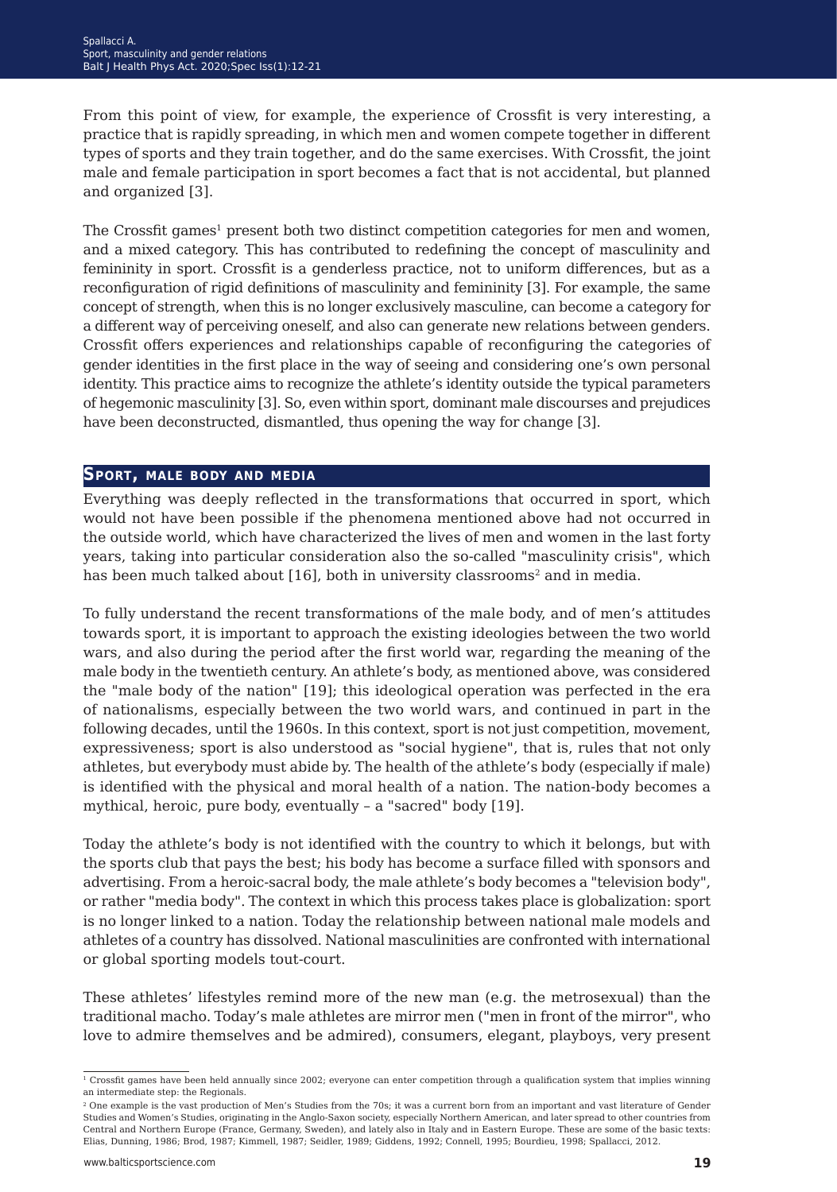From this point of view, for example, the experience of Crossfit is very interesting, a practice that is rapidly spreading, in which men and women compete together in different types of sports and they train together, and do the same exercises. With Crossfit, the joint male and female participation in sport becomes a fact that is not accidental, but planned and organized [3].

The Crossfit games[1] present both two distinct competition categories for men and women, and a mixed category. This has contributed to redefining the concept of masculinity and femininity in sport. Crossfit is a genderless practice, not to uniform differences, but as a reconfiguration of rigid definitions of masculinity and femininity [3]. For example, the same concept of strength, when this is no longer exclusively masculine, can become a category for a different way of perceiving oneself, and also can generate new relations between genders. Crossfit offers experiences and relationships capable of reconfiguring the categories of gender identities in the first place in the way of seeing and considering one's own personal identity. This practice aims to recognize the athlete's identity outside the typical parameters of hegemonic masculinity [3]. So, even within sport, dominant male discourses and prejudices have been deconstructed, dismantled, thus opening the way for change [3].

## Sport, male body and media

Everything was deeply reflected in the transformations that occurred in sport, which would not have been possible if the phenomena mentioned above had not occurred in the outside world, which have characterized the lives of men and women in the last forty years, taking into particular consideration also the so-called "masculinity crisis", which has been much talked about [16], both in university classrooms[2] and in media.

To fully understand the recent transformations of the male body, and of men's attitudes towards sport, it is important to approach the existing ideologies between the two world wars, and also during the period after the first world war, regarding the meaning of the male body in the twentieth century. An athlete's body, as mentioned above, was considered the "male body of the nation" [19]; this ideological operation was perfected in the era of nationalisms, especially between the two world wars, and continued in part in the following decades, until the 1960s. In this context, sport is not just competition, movement, expressiveness; sport is also understood as "social hygiene", that is, rules that not only athletes, but everybody must abide by. The health of the athlete's body (especially if male) is identified with the physical and moral health of a nation. The nation-body becomes a mythical, heroic, pure body, eventually – a "sacred" body [19].

Today the athlete's body is not identified with the country to which it belongs, but with the sports club that pays the best; his body has become a surface filled with sponsors and advertising. From a heroic-sacral body, the male athlete's body becomes a "television body", or rather "media body". The context in which this process takes place is globalization: sport is no longer linked to a nation. Today the relationship between national male models and athletes of a country has dissolved. National masculinities are confronted with international or global sporting models tout-court.

These athletes' lifestyles remind more of the new man (e.g. the metrosexual) than the traditional macho. Today's male athletes are mirror men ("men in front of the mirror", who love to admire themselves and be admired), consumers, elegant, playboys, very present

---

[1] Crossfit games have been held annually since 2002; everyone can enter competition through a qualification system that implies winning an intermediate step: the Regionals.

[2] One example is the vast production of Men's Studies from the 70s; it was a current born from an important and vast literature of Gender Studies and Women's Studies, originating in the Anglo-Saxon society, especially Northern American, and later spread to other countries from Central and Northern Europe (France, Germany, Sweden), and lately also in Italy and in Eastern Europe. These are some of the basic texts: Elias, Dunning, 1986; Brod, 1987; Kimmell, 1987; Seidler, 1989; Giddens, 1992; Connell, 1995; Bourdieu, 1998; Spallacci, 2012.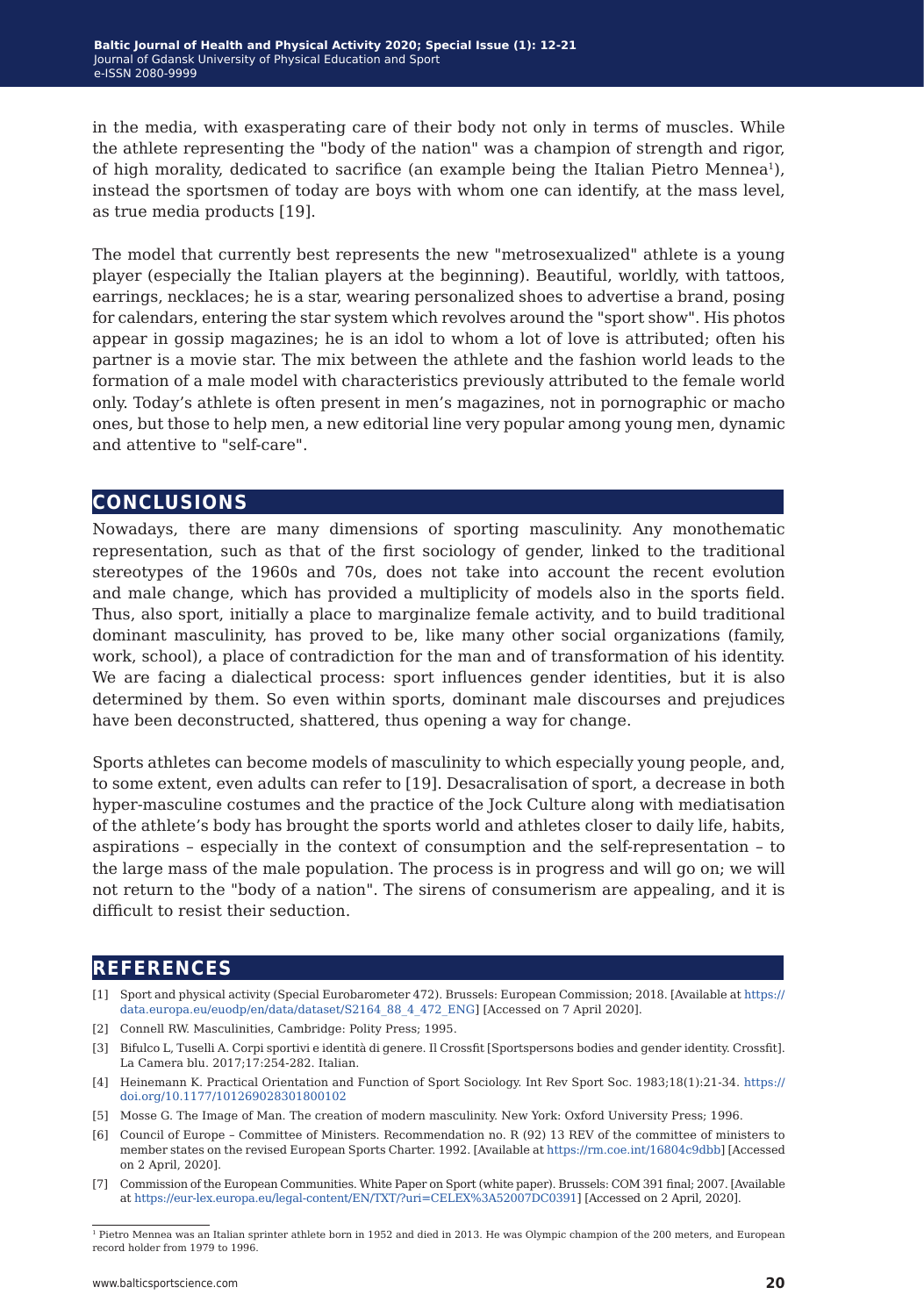in the media, with exasperating care of their body not only in terms of muscles. While the athlete representing the "body of the nation" was a champion of strength and rigor, of high morality, dedicated to sacrifice (an example being the Italian Pietro Mennea[1]), instead the sportsmen of today are boys with whom one can identify, at the mass level, as true media products [19].

The model that currently best represents the new "metrosexualized" athlete is a young player (especially the Italian players at the beginning). Beautiful, worldly, with tattoos, earrings, necklaces; he is a star, wearing personalized shoes to advertise a brand, posing for calendars, entering the star system which revolves around the "sport show". His photos appear in gossip magazines; he is an idol to whom a lot of love is attributed; often his partner is a movie star. The mix between the athlete and the fashion world leads to the formation of a male model with characteristics previously attributed to the female world only. Today's athlete is often present in men's magazines, not in pornographic or macho ones, but those to help men, a new editorial line very popular among young men, dynamic and attentive to "self-care".

## CONCLUSIONS

Nowadays, there are many dimensions of sporting masculinity. Any monothematic representation, such as that of the first sociology of gender, linked to the traditional stereotypes of the 1960s and 70s, does not take into account the recent evolution and male change, which has provided a multiplicity of models also in the sports field. Thus, also sport, initially a place to marginalize female activity, and to build traditional dominant masculinity, has proved to be, like many other social organizations (family, work, school), a place of contradiction for the man and of transformation of his identity. We are facing a dialectical process: sport influences gender identities, but it is also determined by them. So even within sports, dominant male discourses and prejudices have been deconstructed, shattered, thus opening a way for change.

Sports athletes can become models of masculinity to which especially young people, and, to some extent, even adults can refer to [19]. Desacralisation of sport, a decrease in both hyper-masculine costumes and the practice of the Jock Culture along with mediatisation of the athlete's body has brought the sports world and athletes closer to daily life, habits, aspirations – especially in the context of consumption and the self-representation – to the large mass of the male population. The process is in progress and will go on; we will not return to the "body of a nation". The sirens of consumerism are appealing, and it is difficult to resist their seduction.

## REFERENCES

[1] Sport and physical activity (Special Eurobarometer 472). Brussels: European Commission; 2018. [Available at https://data.europa.eu/euodp/en/data/dataset/S2164_88_4_472_ENG] [Accessed on 7 April 2020].

[2] Connell RW. Masculinities, Cambridge: Polity Press; 1995.

[3] Bifulco L, Tuselli A. Corpi sportivi e identità di genere. Il Crossfit [Sportspersons bodies and gender identity. Crossfit]. La Camera blu. 2017;17:254-282. Italian.

[4] Heinemann K. Practical Orientation and Function of Sport Sociology. Int Rev Sport Soc. 1983;18(1):21-34. https://doi.org/10.1177/101269028301800102

[5] Mosse G. The Image of Man. The creation of modern masculinity. New York: Oxford University Press; 1996.

[6] Council of Europe – Committee of Ministers. Recommendation no. R (92) 13 REV of the committee of ministers to member states on the revised European Sports Charter. 1992. [Available at https://rm.coe.int/16804c9dbb] [Accessed on 2 April, 2020].

[7] Commission of the European Communities. White Paper on Sport (white paper). Brussels: COM 391 final; 2007. [Available at https://eur-lex.europa.eu/legal-content/EN/TXT/?uri=CELEX%3A52007DC0391] [Accessed on 2 April, 2020].

[1] Pietro Mennea was an Italian sprinter athlete born in 1952 and died in 2013. He was Olympic champion of the 200 meters, and European record holder from 1979 to 1996.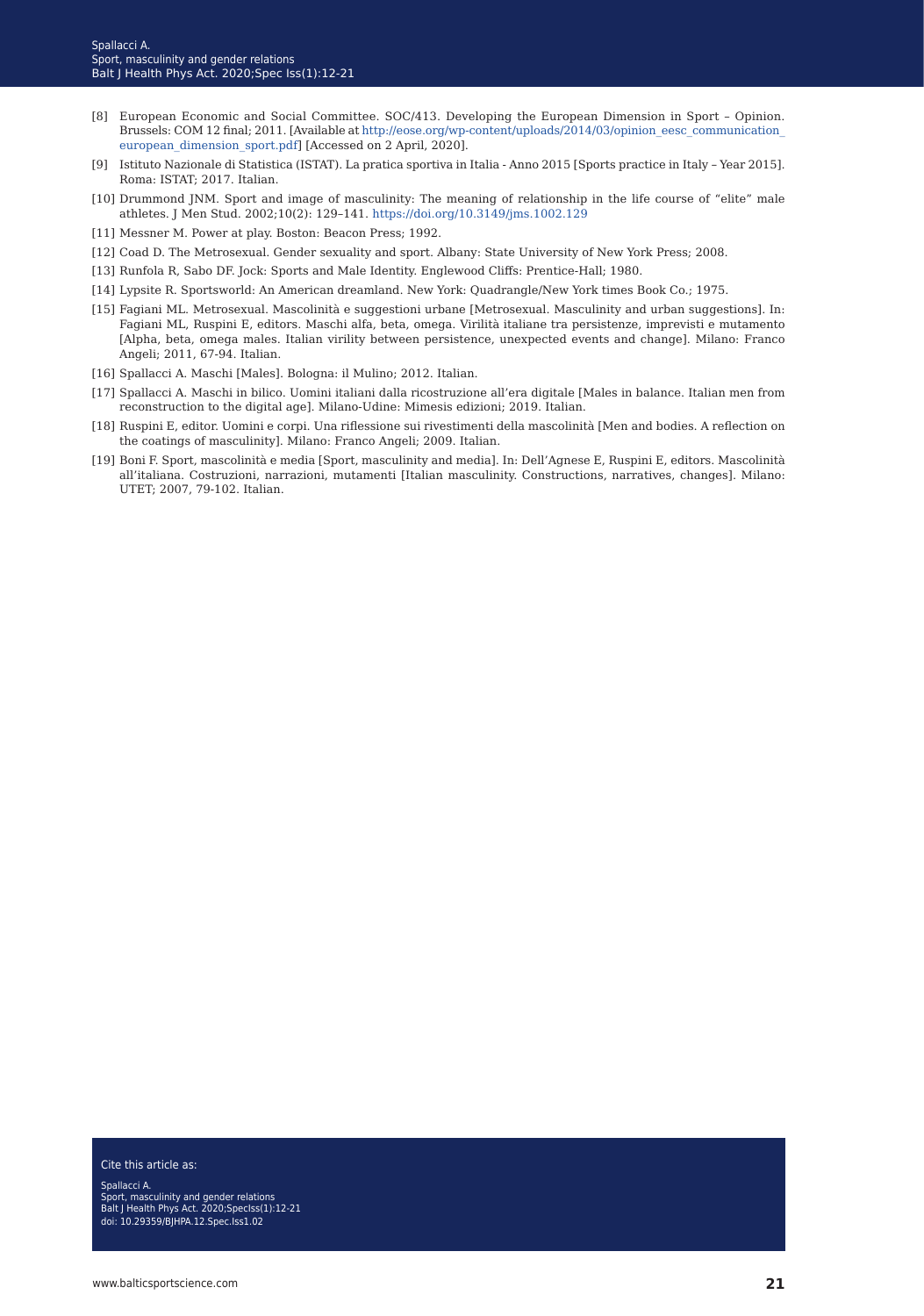[8] European Economic and Social Committee. SOC/413. Developing the European Dimension in Sport – Opinion. Brussels: COM 12 final; 2011. [Available at http://eose.org/wp-content/uploads/2014/03/opinion_eesc_communication_european_dimension_sport.pdf] [Accessed on 2 April, 2020].

[9] Istituto Nazionale di Statistica (ISTAT). La pratica sportiva in Italia - Anno 2015 [Sports practice in Italy – Year 2015]. Roma: ISTAT; 2017. Italian.

[10] Drummond JNM. Sport and image of masculinity: The meaning of relationship in the life course of "elite" male athletes. J Men Stud. 2002;10(2): 129–141. https://doi.org/10.3149/jms.1002.129

[11] Messner M. Power at play. Boston: Beacon Press; 1992.

[12] Coad D. The Metrosexual. Gender sexuality and sport. Albany: State University of New York Press; 2008.

[13] Runfola R, Sabo DF. Jock: Sports and Male Identity. Englewood Cliffs: Prentice-Hall; 1980.

[14] Lypsite R. Sportsworld: An American dreamland. New York: Quadrangle/New York times Book Co.; 1975.

[15] Fagiani ML. Metrosexual. Mascolinità e suggestioni urbane [Metrosexual. Masculinity and urban suggestions]. In: Fagiani ML, Ruspini E, editors. Maschi alfa, beta, omega. Virilità italiane tra persistenze, imprevisti e mutamento [Alpha, beta, omega males. Italian virility between persistence, unexpected events and change]. Milano: Franco Angeli; 2011, 67-94. Italian.

[16] Spallacci A. Maschi [Males]. Bologna: il Mulino; 2012. Italian.

[17] Spallacci A. Maschi in bilico. Uomini italiani dalla ricostruzione all'era digitale [Males in balance. Italian men from reconstruction to the digital age]. Milano-Udine: Mimesis edizioni; 2019. Italian.

[18] Ruspini E, editor. Uomini e corpi. Una riflessione sui rivestimenti della mascolinità [Men and bodies. A reflection on the coatings of masculinity]. Milano: Franco Angeli; 2009. Italian.

[19] Boni F. Sport, mascolinità e media [Sport, masculinity and media]. In: Dell'Agnese E, Ruspini E, editors. Mascolinità all'italiana. Costruzioni, narrazioni, mutamenti [Italian masculinity. Constructions, narratives, changes]. Milano: UTET; 2007, 79-102. Italian.

Cite this article as:

Spallacci A.
Sport, masculinity and gender relations
Balt J Health Phys Act. 2020;SpecIss(1):12-21
doi: 10.29359/BJHPA.12.Spec.Iss1.02